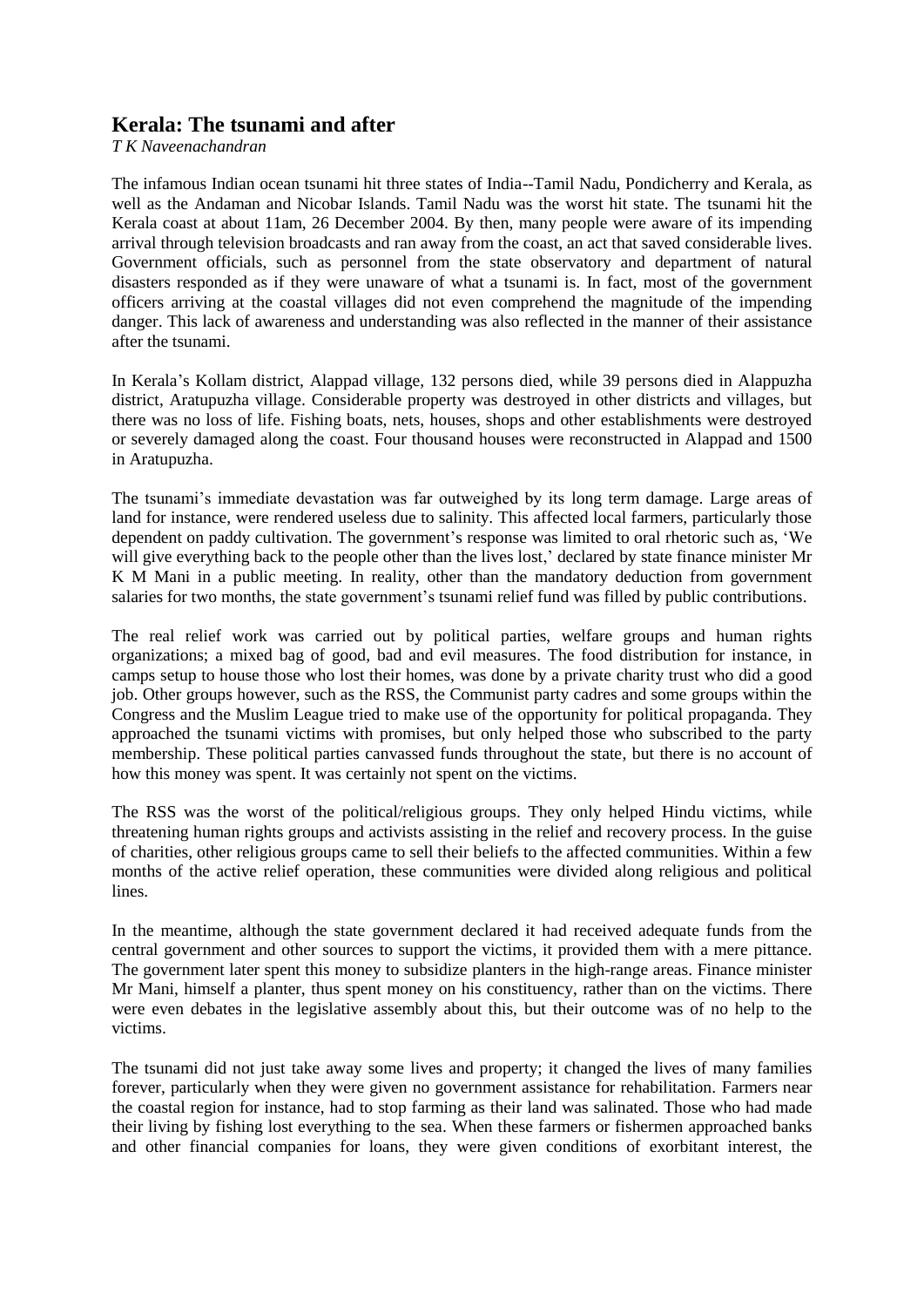# Kerala: The tsunami and after

*T K Naveenachandran*

The infamous Indian ocean tsunami hit three states of India--Tamil Nadu, Pondicherry and Kerala, as well as the Andaman and Nicobar Islands. Tamil Nadu was the worst hit state. The tsunami hit the Kerala coast at about 11am, 26 December 2004. By then, many people were aware of its impending arrival through television broadcasts and ran away from the coast, an act that saved considerable lives. Government officials, such as personnel from the state observatory and department of natural disasters responded as if they were unaware of what a tsunami is. In fact, most of the government officers arriving at the coastal villages did not even comprehend the magnitude of the impending danger. This lack of awareness and understanding was also reflected in the manner of their assistance after the tsunami.

In Kerala's Kollam district, Alappad village, 132 persons died, while 39 persons died in Alappuzha district, Aratupuzha village. Considerable property was destroyed in other districts and villages, but there was no loss of life. Fishing boats, nets, houses, shops and other establishments were destroyed or severely damaged along the coast. Four thousand houses were reconstructed in Alappad and 1500 in Aratupuzha.

The tsunami's immediate devastation was far outweighed by its long term damage. Large areas of land for instance, were rendered useless due to salinity. This affected local farmers, particularly those dependent on paddy cultivation. The government's response was limited to oral rhetoric such as, 'We will give everything back to the people other than the lives lost,' declared by state finance minister Mr K M Mani in a public meeting. In reality, other than the mandatory deduction from government salaries for two months, the state government's tsunami relief fund was filled by public contributions.

The real relief work was carried out by political parties, welfare groups and human rights organizations; a mixed bag of good, bad and evil measures. The food distribution for instance, in camps setup to house those who lost their homes, was done by a private charity trust who did a good job. Other groups however, such as the RSS, the Communist party cadres and some groups within the Congress and the Muslim League tried to make use of the opportunity for political propaganda. They approached the tsunami victims with promises, but only helped those who subscribed to the party membership. These political parties canvassed funds throughout the state, but there is no account of how this money was spent. It was certainly not spent on the victims.

The RSS was the worst of the political/religious groups. They only helped Hindu victims, while threatening human rights groups and activists assisting in the relief and recovery process. In the guise of charities, other religious groups came to sell their beliefs to the affected communities. Within a few months of the active relief operation, these communities were divided along religious and political lines.

In the meantime, although the state government declared it had received adequate funds from the central government and other sources to support the victims, it provided them with a mere pittance. The government later spent this money to subsidize planters in the high-range areas. Finance minister Mr Mani, himself a planter, thus spent money on his constituency, rather than on the victims. There were even debates in the legislative assembly about this, but their outcome was of no help to the victims.

The tsunami did not just take away some lives and property; it changed the lives of many families forever, particularly when they were given no government assistance for rehabilitation. Farmers near the coastal region for instance, had to stop farming as their land was salinated. Those who had made their living by fishing lost everything to the sea. When these farmers or fishermen approached banks and other financial companies for loans, they were given conditions of exorbitant interest, the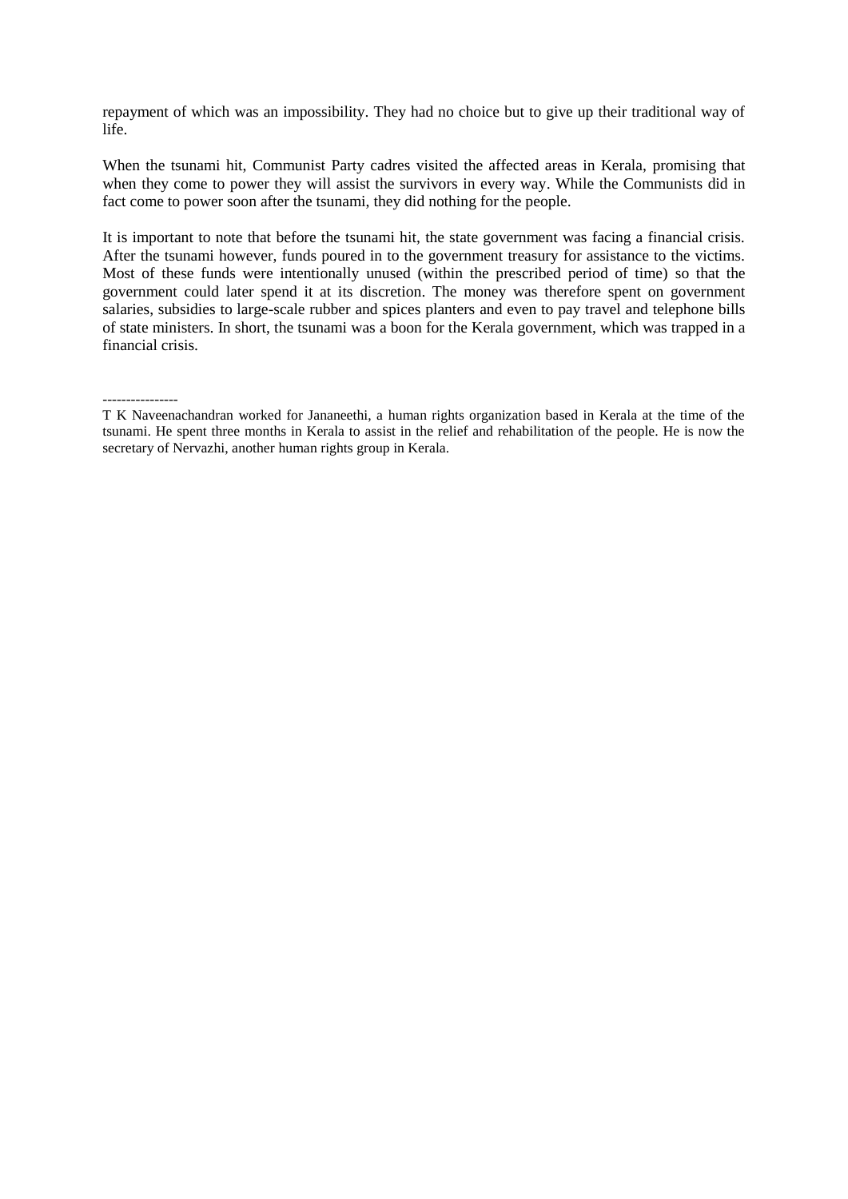repayment of which was an impossibility. They had no choice but to give up their traditional way of life.

When the tsunami hit, Communist Party cadres visited the affected areas in Kerala, promising that when they come to power they will assist the survivors in every way. While the Communists did in fact come to power soon after the tsunami, they did nothing for the people.

It is important to note that before the tsunami hit, the state government was facing a financial crisis. After the tsunami however, funds poured in to the government treasury for assistance to the victims. Most of these funds were intentionally unused (within the prescribed period of time) so that the government could later spend it at its discretion. The money was therefore spent on government salaries, subsidies to large-scale rubber and spices planters and even to pay travel and telephone bills of state ministers. In short, the tsunami was a boon for the Kerala government, which was trapped in a financial crisis.

----------------

T K Naveenachandran worked for Jananeethi, a human rights organization based in Kerala at the time of the tsunami. He spent three months in Kerala to assist in the relief and rehabilitation of the people. He is now the secretary of Nervazhi, another human rights group in Kerala.